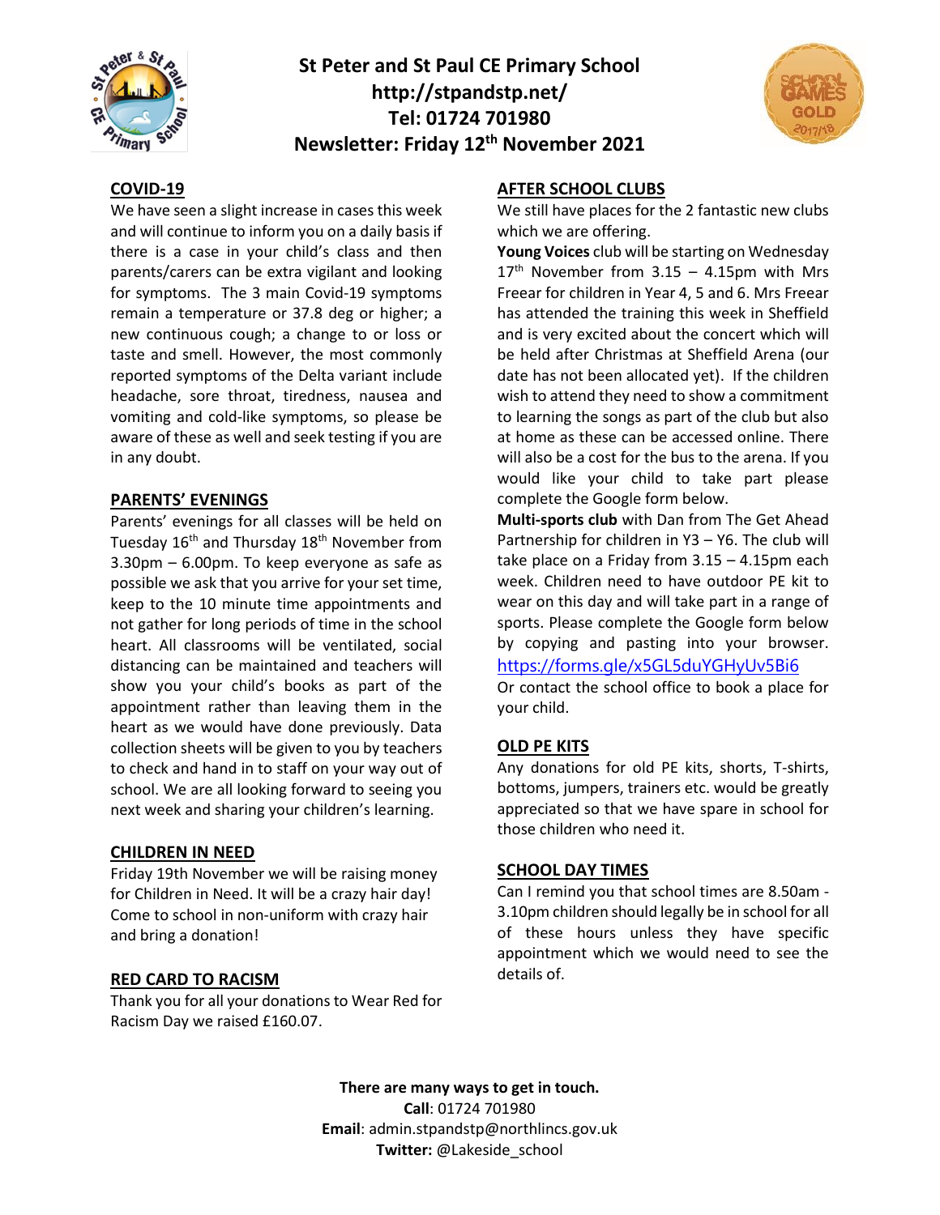# St Peter and St Paul CE Primary School

**http://stpandstp.net/**

**Tel: 01724 701980**

**Newsletter: Friday 12th November 2021**

## COVID-19

We have seen a slight increase in cases this week and will continue to inform you on a daily basis if there is a case in your child's class and then parents/carers can be extra vigilant and looking for symptoms. The 3 main Covid-19 symptoms remain a temperature or 37.8 deg or higher; a new continuous cough; a change to or loss or taste and smell. However, the most commonly reported symptoms of the Delta variant include headache, sore throat, tiredness, nausea and vomiting and cold-like symptoms, so please be aware of these as well and seek testing if you are in any doubt.

## PARENTS' EVENINGS

Parents' evenings for all classes will be held on Tuesday 16th and Thursday 18th November from 3.30pm – 6.00pm. To keep everyone as safe as possible we ask that you arrive for your set time, keep to the 10 minute time appointments and not gather for long periods of time in the school heart. All classrooms will be ventilated, social distancing can be maintained and teachers will show you your child's books as part of the appointment rather than leaving them in the heart as we would have done previously. Data collection sheets will be given to you by teachers to check and hand in to staff on your way out of school. We are all looking forward to seeing you next week and sharing your children's learning.

## CHILDREN IN NEED

Friday 19th November we will be raising money for Children in Need. It will be a crazy hair day! Come to school in non-uniform with crazy hair and bring a donation!

## RED CARD TO RACISM

Thank you for all your donations to Wear Red for Racism Day we raised £160.07.

## AFTER SCHOOL CLUBS

We still have places for the 2 fantastic new clubs which we are offering.

**Young Voices** club will be starting on Wednesday 17th November from 3.15 – 4.15pm with Mrs Freear for children in Year 4, 5 and 6. Mrs Freear has attended the training this week in Sheffield and is very excited about the concert which will be held after Christmas at Sheffield Arena (our date has not been allocated yet). If the children wish to attend they need to show a commitment to learning the songs as part of the club but also at home as these can be accessed online. There will also be a cost for the bus to the arena. If you would like your child to take part please complete the Google form below.

**Multi-sports club** with Dan from The Get Ahead Partnership for children in Y3 – Y6. The club will take place on a Friday from 3.15 – 4.15pm each week. Children need to have outdoor PE kit to wear on this day and will take part in a range of sports. Please complete the Google form below by copying and pasting into your browser. https://forms.gle/x5GL5duYGHyUv5Bi6

Or contact the school office to book a place for your child.

## OLD PE KITS

Any donations for old PE kits, shorts, T-shirts, bottoms, jumpers, trainers etc. would be greatly appreciated so that we have spare in school for those children who need it.

## SCHOOL DAY TIMES

Can I remind you that school times are 8.50am - 3.10pm children should legally be in school for all of these hours unless they have specific appointment which we would need to see the details of.

**There are many ways to get in touch.**

**Call**: 01724 701980

**Email**: admin.stpandstp@northlincs.gov.uk

**Twitter:** @Lakeside_school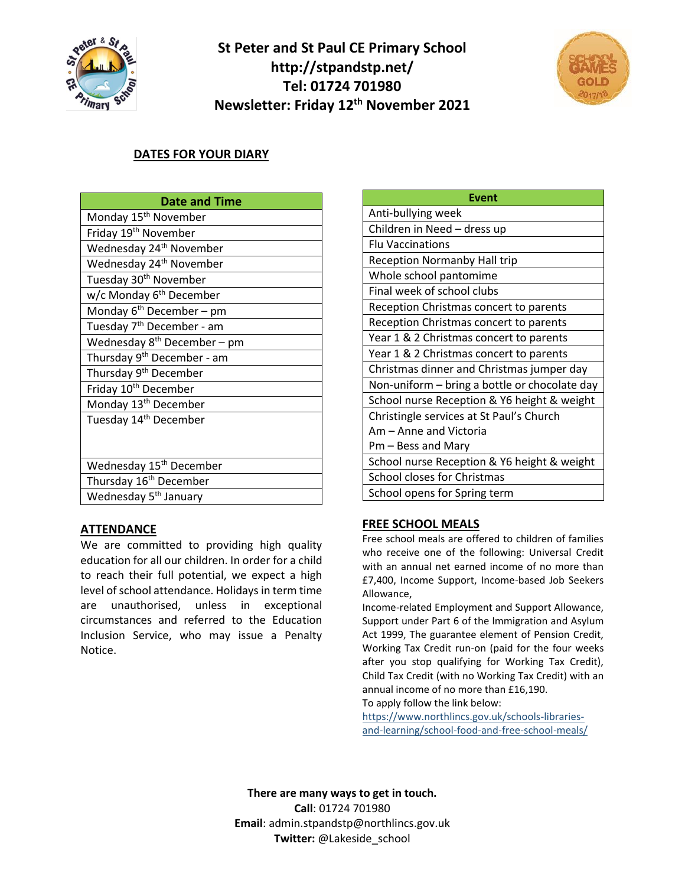# St Peter and St Paul CE Primary School
**http://stpandstp.net/**
**Tel: 01724 701980**
**Newsletter: Friday 12th November 2021**

## DATES FOR YOUR DIARY

| Date and Time | Event |
|---|---|
| Monday 15th November | Anti-bullying week |
| Friday 19th November | Children in Need – dress up |
| Wednesday 24th November | Flu Vaccinations |
| Wednesday 24th November | Reception Normanby Hall trip |
| Tuesday 30th November | Whole school pantomime |
| w/c Monday 6th December | Final week of school clubs |
| Monday 6th December – pm | Reception Christmas concert to parents |
| Tuesday 7th December - am | Reception Christmas concert to parents |
| Wednesday 8th December – pm | Year 1 & 2 Christmas concert to parents |
| Thursday 9th December - am | Year 1 & 2 Christmas concert to parents |
| Thursday 9th December | Christmas dinner and Christmas jumper day |
| Friday 10th December | Non-uniform – bring a bottle or chocolate day |
| Monday 13th December | School nurse Reception & Y6 height & weight |
| Tuesday 14th December | Christingle services at St Paul's Church<br>Am – Anne and Victoria<br>Pm – Bess and Mary |
| Wednesday 15th December | School nurse Reception & Y6 height & weight |
| Thursday 16th December | School closes for Christmas |
| Wednesday 5th January | School opens for Spring term |

## ATTENDANCE

We are committed to providing high quality education for all our children. In order for a child to reach their full potential, we expect a high level of school attendance. Holidays in term time are unauthorised, unless in exceptional circumstances and referred to the Education Inclusion Service, who may issue a Penalty Notice.

## FREE SCHOOL MEALS

Free school meals are offered to children of families who receive one of the following: Universal Credit with an annual net earned income of no more than £7,400, Income Support, Income-based Job Seekers Allowance,
Income-related Employment and Support Allowance, Support under Part 6 of the Immigration and Asylum Act 1999, The guarantee element of Pension Credit, Working Tax Credit run-on (paid for the four weeks after you stop qualifying for Working Tax Credit), Child Tax Credit (with no Working Tax Credit) with an annual income of no more than £16,190.
To apply follow the link below:
https://www.northlincs.gov.uk/schools-libraries-and-learning/school-food-and-free-school-meals/

**There are many ways to get in touch.**
**Call**: 01724 701980
**Email**: admin.stpandstp@northlincs.gov.uk
**Twitter:** @Lakeside_school